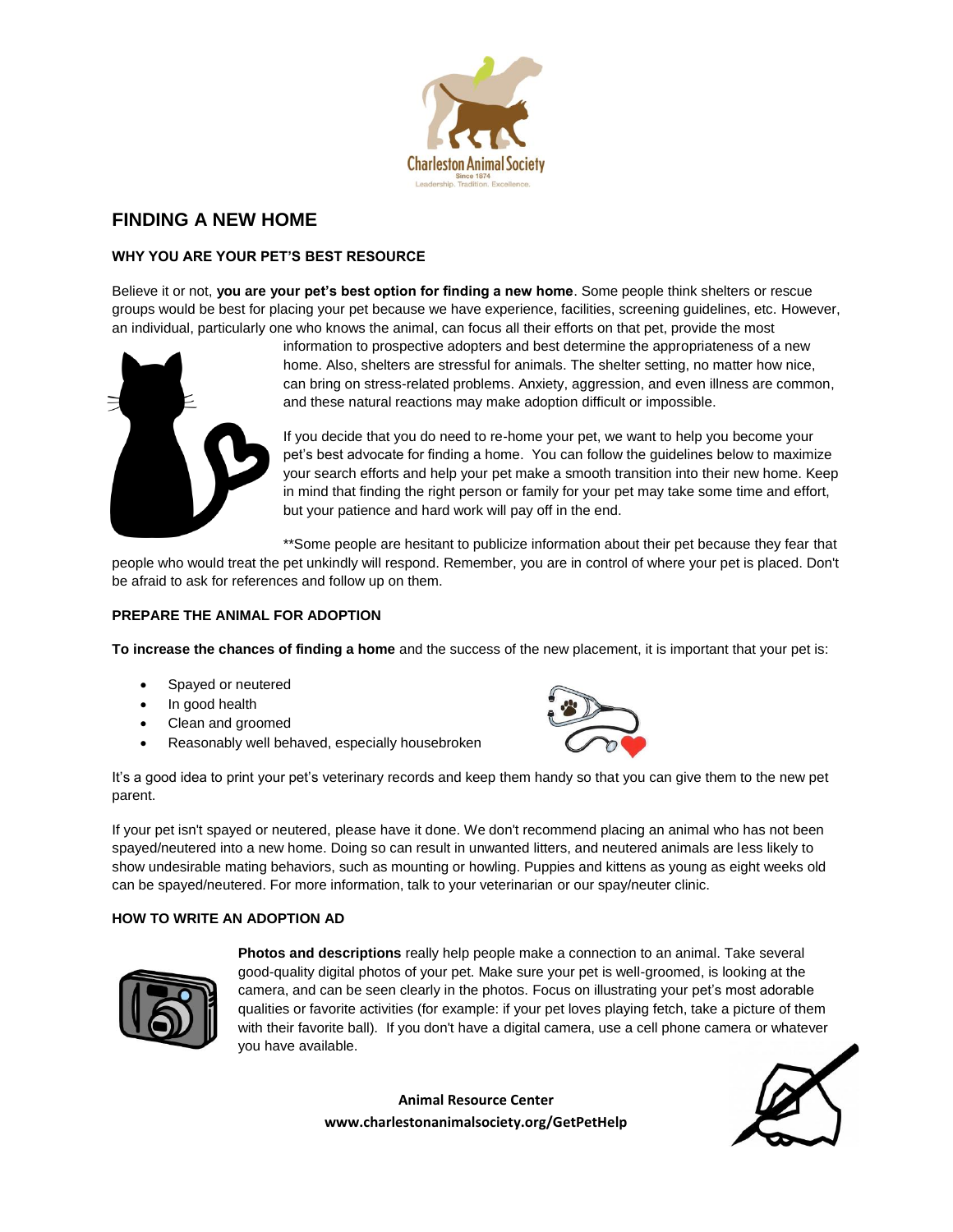# FINDING A NEW HOME

## WHY YOU ARE YOUR PET'S BEST RESOURCE

Believe it or not, **you are your pet's best option for finding a new home**. Some people think shelters or rescue groups would be best for placing your pet because we have experience, facilities, screening guidelines, etc. However, an individual, particularly one who knows the animal, can focus all their efforts on that pet, provide the most information to prospective adopters and best determine the appropriateness of a new home. Also, shelters are stressful for animals. The shelter setting, no matter how nice, can bring on stress-related problems. Anxiety, aggression, and even illness are common, and these natural reactions may make adoption difficult or impossible.

If you decide that you do need to re-home your pet, we want to help you become your pet's best advocate for finding a home. You can follow the guidelines below to maximize your search efforts and help your pet make a smooth transition into their new home. Keep in mind that finding the right person or family for your pet may take some time and effort, but your patience and hard work will pay off in the end.

**Some people are hesitant to publicize information about their pet because they fear that people who would treat the pet unkindly will respond. Remember, you are in control of where your pet is placed. Don't be afraid to ask for references and follow up on them.

## PREPARE THE ANIMAL FOR ADOPTION

**To increase the chances of finding a home** and the success of the new placement, it is important that your pet is:

- Spayed or neutered
- In good health
- Clean and groomed
- Reasonably well behaved, especially housebroken

It's a good idea to print your pet's veterinary records and keep them handy so that you can give them to the new pet parent.

If your pet isn't spayed or neutered, please have it done. We don't recommend placing an animal who has not been spayed/neutered into a new home. Doing so can result in unwanted litters, and neutered animals are less likely to show undesirable mating behaviors, such as mounting or howling. Puppies and kittens as young as eight weeks old can be spayed/neutered. For more information, talk to your veterinarian or our spay/neuter clinic.

## HOW TO WRITE AN ADOPTION AD

**Photos and descriptions** really help people make a connection to an animal. Take several good-quality digital photos of your pet. Make sure your pet is well-groomed, is looking at the camera, and can be seen clearly in the photos. Focus on illustrating your pet's most adorable qualities or favorite activities (for example: if your pet loves playing fetch, take a picture of them with their favorite ball). If you don't have a digital camera, use a cell phone camera or whatever you have available.

**Animal Resource Center**
**www.charlestonanimalsociety.org/GetPetHelp**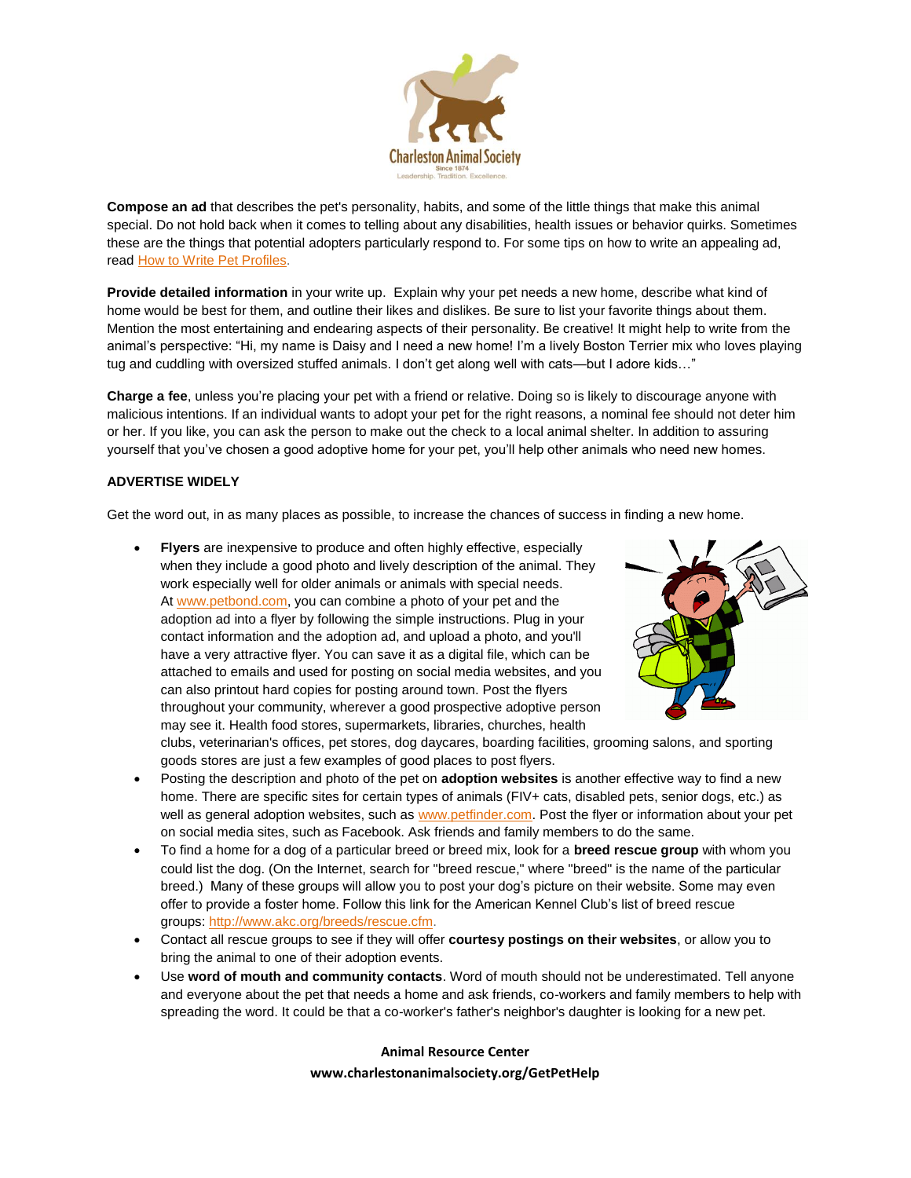**Compose an ad** that describes the pet's personality, habits, and some of the little things that make this animal special. Do not hold back when it comes to telling about any disabilities, health issues or behavior quirks. Sometimes these are the things that potential adopters particularly respond to. For some tips on how to write an appealing ad, read How to Write Pet Profiles.

**Provide detailed information** in your write up. Explain why your pet needs a new home, describe what kind of home would be best for them, and outline their likes and dislikes. Be sure to list your favorite things about them. Mention the most entertaining and endearing aspects of their personality. Be creative! It might help to write from the animal's perspective: "Hi, my name is Daisy and I need a new home! I'm a lively Boston Terrier mix who loves playing tug and cuddling with oversized stuffed animals. I don't get along well with cats—but I adore kids…"

**Charge a fee**, unless you're placing your pet with a friend or relative. Doing so is likely to discourage anyone with malicious intentions. If an individual wants to adopt your pet for the right reasons, a nominal fee should not deter him or her. If you like, you can ask the person to make out the check to a local animal shelter. In addition to assuring yourself that you've chosen a good adoptive home for your pet, you'll help other animals who need new homes.

**ADVERTISE WIDELY**

Get the word out, in as many places as possible, to increase the chances of success in finding a new home.

- **Flyers** are inexpensive to produce and often highly effective, especially when they include a good photo and lively description of the animal. They work especially well for older animals or animals with special needs. At www.petbond.com, you can combine a photo of your pet and the adoption ad into a flyer by following the simple instructions. Plug in your contact information and the adoption ad, and upload a photo, and you'll have a very attractive flyer. You can save it as a digital file, which can be attached to emails and used for posting on social media websites, and you can also printout hard copies for posting around town. Post the flyers throughout your community, wherever a good prospective adoptive person may see it. Health food stores, supermarkets, libraries, churches, health clubs, veterinarian's offices, pet stores, dog daycares, boarding facilities, grooming salons, and sporting goods stores are just a few examples of good places to post flyers.
- Posting the description and photo of the pet on **adoption websites** is another effective way to find a new home. There are specific sites for certain types of animals (FIV+ cats, disabled pets, senior dogs, etc.) as well as general adoption websites, such as www.petfinder.com. Post the flyer or information about your pet on social media sites, such as Facebook. Ask friends and family members to do the same.
- To find a home for a dog of a particular breed or breed mix, look for a **breed rescue group** with whom you could list the dog. (On the Internet, search for "breed rescue," where "breed" is the name of the particular breed.) Many of these groups will allow you to post your dog's picture on their website. Some may even offer to provide a foster home. Follow this link for the American Kennel Club's list of breed rescue groups: http://www.akc.org/breeds/rescue.cfm.
- Contact all rescue groups to see if they will offer **courtesy postings on their websites**, or allow you to bring the animal to one of their adoption events.
- Use **word of mouth and community contacts**. Word of mouth should not be underestimated. Tell anyone and everyone about the pet that needs a home and ask friends, co-workers and family members to help with spreading the word. It could be that a co-worker's father's neighbor's daughter is looking for a new pet.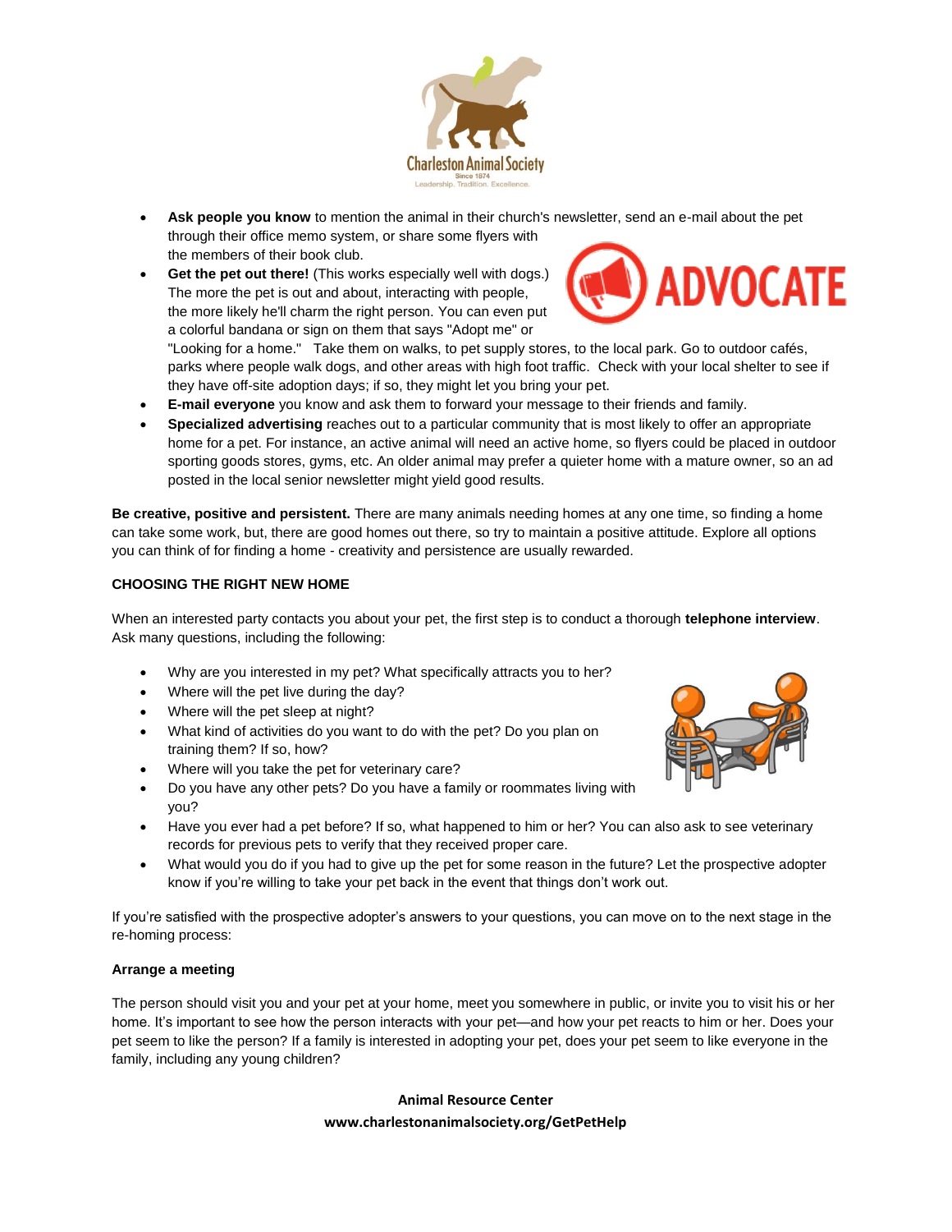- **Ask people you know** to mention the animal in their church's newsletter, send an e-mail about the pet through their office memo system, or share some flyers with the members of their book club.
- **Get the pet out there!** (This works especially well with dogs.) The more the pet is out and about, interacting with people, the more likely he'll charm the right person. You can even put a colorful bandana or sign on them that says "Adopt me" or "Looking for a home." Take them on walks, to pet supply stores, to the local park. Go to outdoor cafés, parks where people walk dogs, and other areas with high foot traffic. Check with your local shelter to see if they have off-site adoption days; if so, they might let you bring your pet.
- **E-mail everyone** you know and ask them to forward your message to their friends and family.
- **Specialized advertising** reaches out to a particular community that is most likely to offer an appropriate home for a pet. For instance, an active animal will need an active home, so flyers could be placed in outdoor sporting goods stores, gyms, etc. An older animal may prefer a quieter home with a mature owner, so an ad posted in the local senior newsletter might yield good results.

**Be creative, positive and persistent.** There are many animals needing homes at any one time, so finding a home can take some work, but, there are good homes out there, so try to maintain a positive attitude. Explore all options you can think of for finding a home - creativity and persistence are usually rewarded.

**CHOOSING THE RIGHT NEW HOME**

When an interested party contacts you about your pet, the first step is to conduct a thorough **telephone interview**. Ask many questions, including the following:

- Why are you interested in my pet? What specifically attracts you to her?
- Where will the pet live during the day?
- Where will the pet sleep at night?
- What kind of activities do you want to do with the pet? Do you plan on training them? If so, how?
- Where will you take the pet for veterinary care?
- Do you have any other pets? Do you have a family or roommates living with you?
- Have you ever had a pet before? If so, what happened to him or her? You can also ask to see veterinary records for previous pets to verify that they received proper care.
- What would you do if you had to give up the pet for some reason in the future? Let the prospective adopter know if you're willing to take your pet back in the event that things don't work out.

If you're satisfied with the prospective adopter's answers to your questions, you can move on to the next stage in the re-homing process:

**Arrange a meeting**

The person should visit you and your pet at your home, meet you somewhere in public, or invite you to visit his or her home. It's important to see how the person interacts with your pet—and how your pet reacts to him or her. Does your pet seem to like the person? If a family is interested in adopting your pet, does your pet seem to like everyone in the family, including any young children?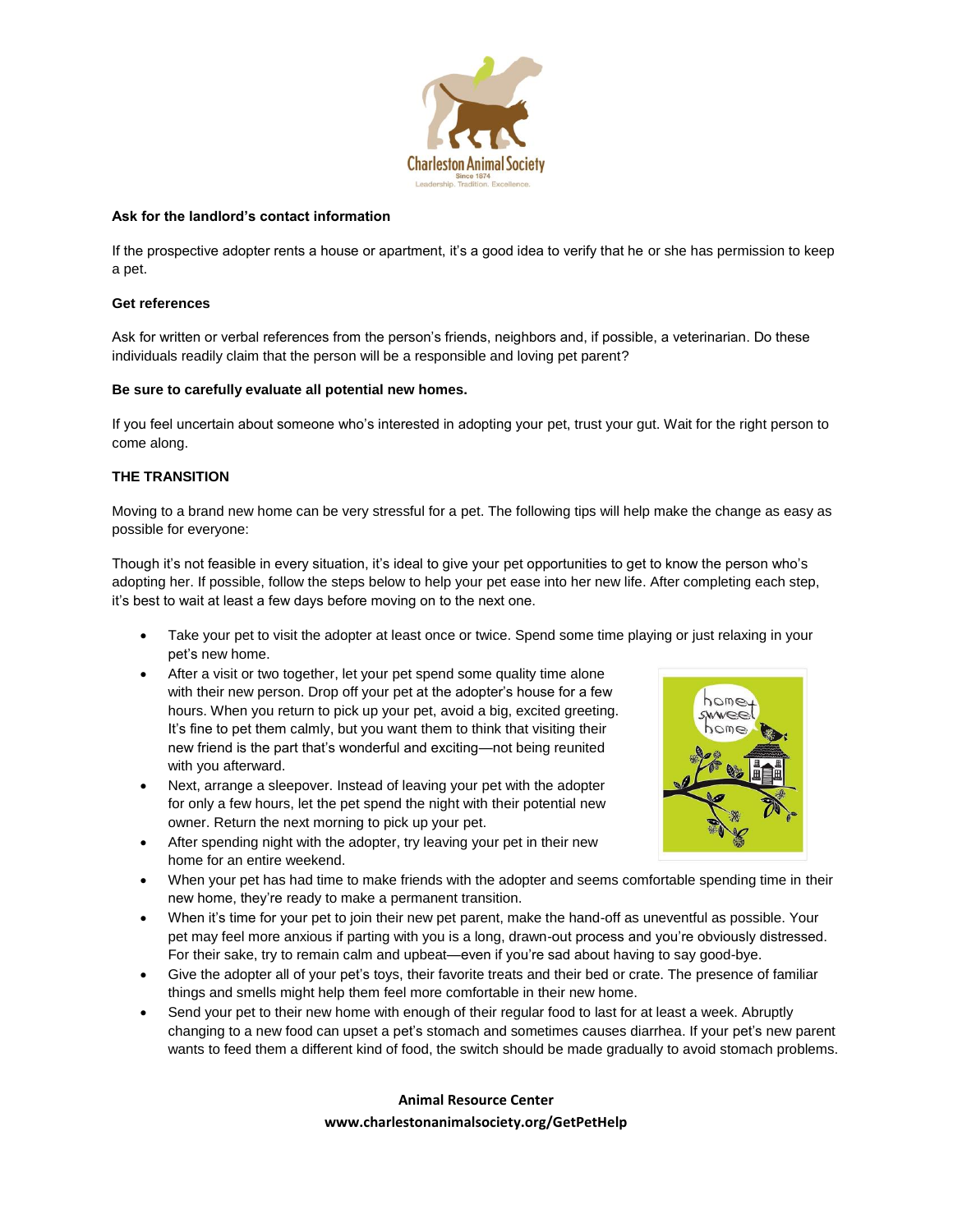**Ask for the landlord's contact information**

If the prospective adopter rents a house or apartment, it's a good idea to verify that he or she has permission to keep a pet.

**Get references**

Ask for written or verbal references from the person's friends, neighbors and, if possible, a veterinarian. Do these individuals readily claim that the person will be a responsible and loving pet parent?

**Be sure to carefully evaluate all potential new homes.**

If you feel uncertain about someone who's interested in adopting your pet, trust your gut. Wait for the right person to come along.

**THE TRANSITION**

Moving to a brand new home can be very stressful for a pet. The following tips will help make the change as easy as possible for everyone:

Though it's not feasible in every situation, it's ideal to give your pet opportunities to get to know the person who's adopting her. If possible, follow the steps below to help your pet ease into her new life. After completing each step, it's best to wait at least a few days before moving on to the next one.

- Take your pet to visit the adopter at least once or twice. Spend some time playing or just relaxing in your pet's new home.
- After a visit or two together, let your pet spend some quality time alone with their new person. Drop off your pet at the adopter's house for a few hours. When you return to pick up your pet, avoid a big, excited greeting. It's fine to pet them calmly, but you want them to think that visiting their new friend is the part that's wonderful and exciting—not being reunited with you afterward.
- Next, arrange a sleepover. Instead of leaving your pet with the adopter for only a few hours, let the pet spend the night with their potential new owner. Return the next morning to pick up your pet.
- After spending night with the adopter, try leaving your pet in their new home for an entire weekend.
- When your pet has had time to make friends with the adopter and seems comfortable spending time in their new home, they're ready to make a permanent transition.
- When it's time for your pet to join their new pet parent, make the hand-off as uneventful as possible. Your pet may feel more anxious if parting with you is a long, drawn-out process and you're obviously distressed. For their sake, try to remain calm and upbeat—even if you're sad about having to say good-bye.
- Give the adopter all of your pet's toys, their favorite treats and their bed or crate. The presence of familiar things and smells might help them feel more comfortable in their new home.
- Send your pet to their new home with enough of their regular food to last for at least a week. Abruptly changing to a new food can upset a pet's stomach and sometimes causes diarrhea. If your pet's new parent wants to feed them a different kind of food, the switch should be made gradually to avoid stomach problems.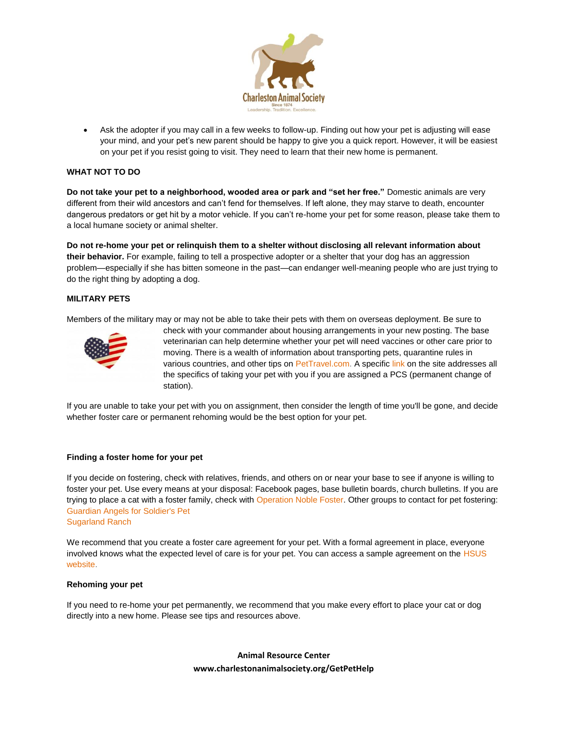- Ask the adopter if you may call in a few weeks to follow-up. Finding out how your pet is adjusting will ease your mind, and your pet's new parent should be happy to give you a quick report. However, it will be easiest on your pet if you resist going to visit. They need to learn that their new home is permanent.

## WHAT NOT TO DO

**Do not take your pet to a neighborhood, wooded area or park and "set her free."** Domestic animals are very different from their wild ancestors and can't fend for themselves. If left alone, they may starve to death, encounter dangerous predators or get hit by a motor vehicle. If you can't re-home your pet for some reason, please take them to a local humane society or animal shelter.

**Do not re-home your pet or relinquish them to a shelter without disclosing all relevant information about their behavior.** For example, failing to tell a prospective adopter or a shelter that your dog has an aggression problem—especially if she has bitten someone in the past—can endanger well-meaning people who are just trying to do the right thing by adopting a dog.

## MILITARY PETS

Members of the military may or may not be able to take their pets with them on overseas deployment. Be sure to check with your commander about housing arrangements in your new posting. The base veterinarian can help determine whether your pet will need vaccines or other care prior to moving. There is a wealth of information about transporting pets, quarantine rules in various countries, and other tips on PetTravel.com. A specific link on the site addresses all the specifics of taking your pet with you if you are assigned a PCS (permanent change of station).

If you are unable to take your pet with you on assignment, then consider the length of time you'll be gone, and decide whether foster care or permanent rehoming would be the best option for your pet.

### Finding a foster home for your pet

If you decide on fostering, check with relatives, friends, and others on or near your base to see if anyone is willing to foster your pet. Use every means at your disposal: Facebook pages, base bulletin boards, church bulletins. If you are trying to place a cat with a foster family, check with Operation Noble Foster. Other groups to contact for pet fostering:
Guardian Angels for Soldier's Pet
Sugarland Ranch

We recommend that you create a foster care agreement for your pet. With a formal agreement in place, everyone involved knows what the expected level of care is for your pet. You can access a sample agreement on the HSUS website.

### Rehoming your pet

If you need to re-home your pet permanently, we recommend that you make every effort to place your cat or dog directly into a new home. Please see tips and resources above.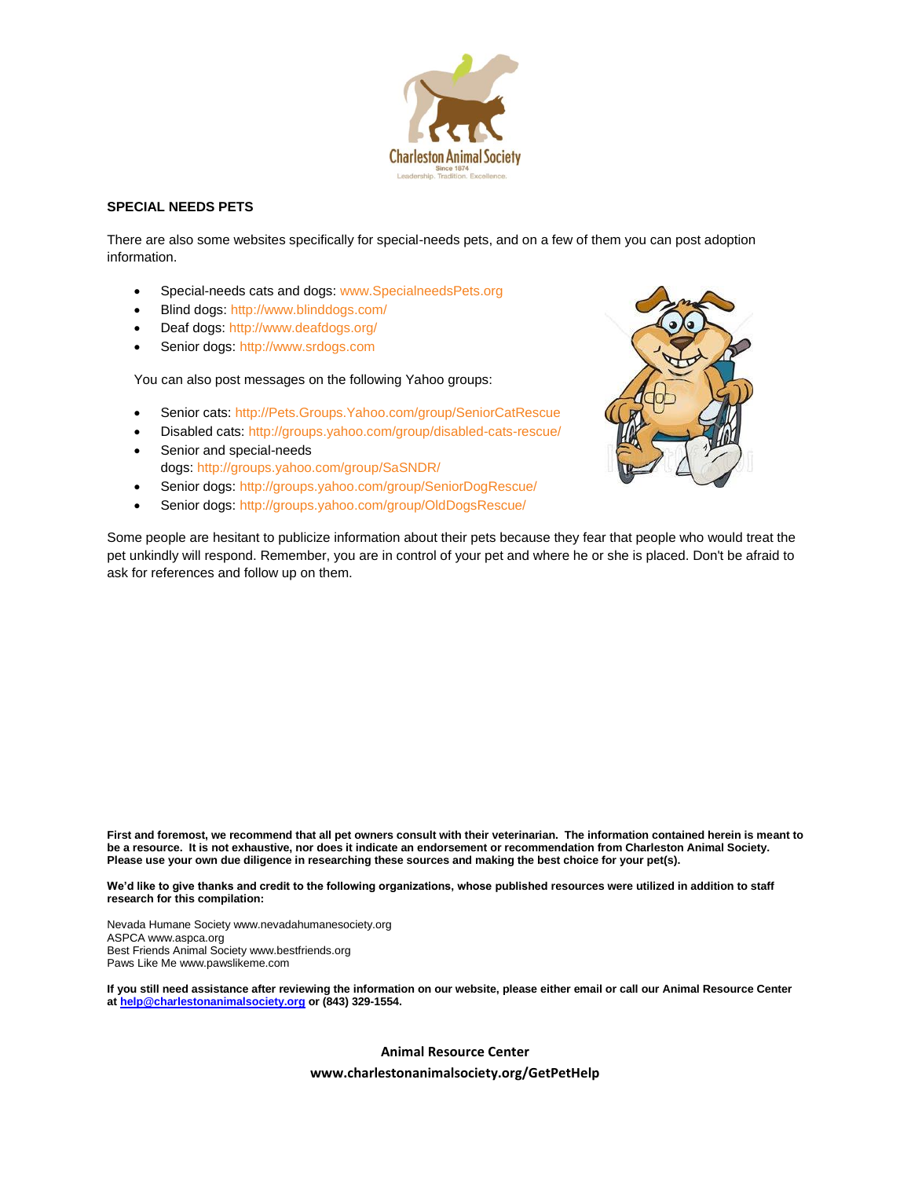## SPECIAL NEEDS PETS

There are also some websites specifically for special-needs pets, and on a few of them you can post adoption information.

- Special-needs cats and dogs: www.SpecialneedsPets.org
- Blind dogs: http://www.blinddogs.com/
- Deaf dogs: http://www.deafdogs.org/
- Senior dogs: http://www.srdogs.com

You can also post messages on the following Yahoo groups:

- Senior cats: http://Pets.Groups.Yahoo.com/group/SeniorCatRescue
- Disabled cats: http://groups.yahoo.com/group/disabled-cats-rescue/
- Senior and special-needs dogs: http://groups.yahoo.com/group/SaSNDR/
- Senior dogs: http://groups.yahoo.com/group/SeniorDogRescue/
- Senior dogs: http://groups.yahoo.com/group/OldDogsRescue/

Some people are hesitant to publicize information about their pets because they fear that people who would treat the pet unkindly will respond. Remember, you are in control of your pet and where he or she is placed. Don't be afraid to ask for references and follow up on them.

**First and foremost, we recommend that all pet owners consult with their veterinarian. The information contained herein is meant to be a resource. It is not exhaustive, nor does it indicate an endorsement or recommendation from Charleston Animal Society. Please use your own due diligence in researching these sources and making the best choice for your pet(s).**

**We'd like to give thanks and credit to the following organizations, whose published resources were utilized in addition to staff research for this compilation:**

Nevada Humane Society www.nevadahumanesociety.org
ASPCA www.aspca.org
Best Friends Animal Society www.bestfriends.org
Paws Like Me www.pawslikeme.com

**If you still need assistance after reviewing the information on our website, please either email or call our Animal Resource Center at help@charlestonanimalsociety.org or (843) 329-1554.**

**Animal Resource Center**
**www.charlestonanimalsociety.org/GetPetHelp**